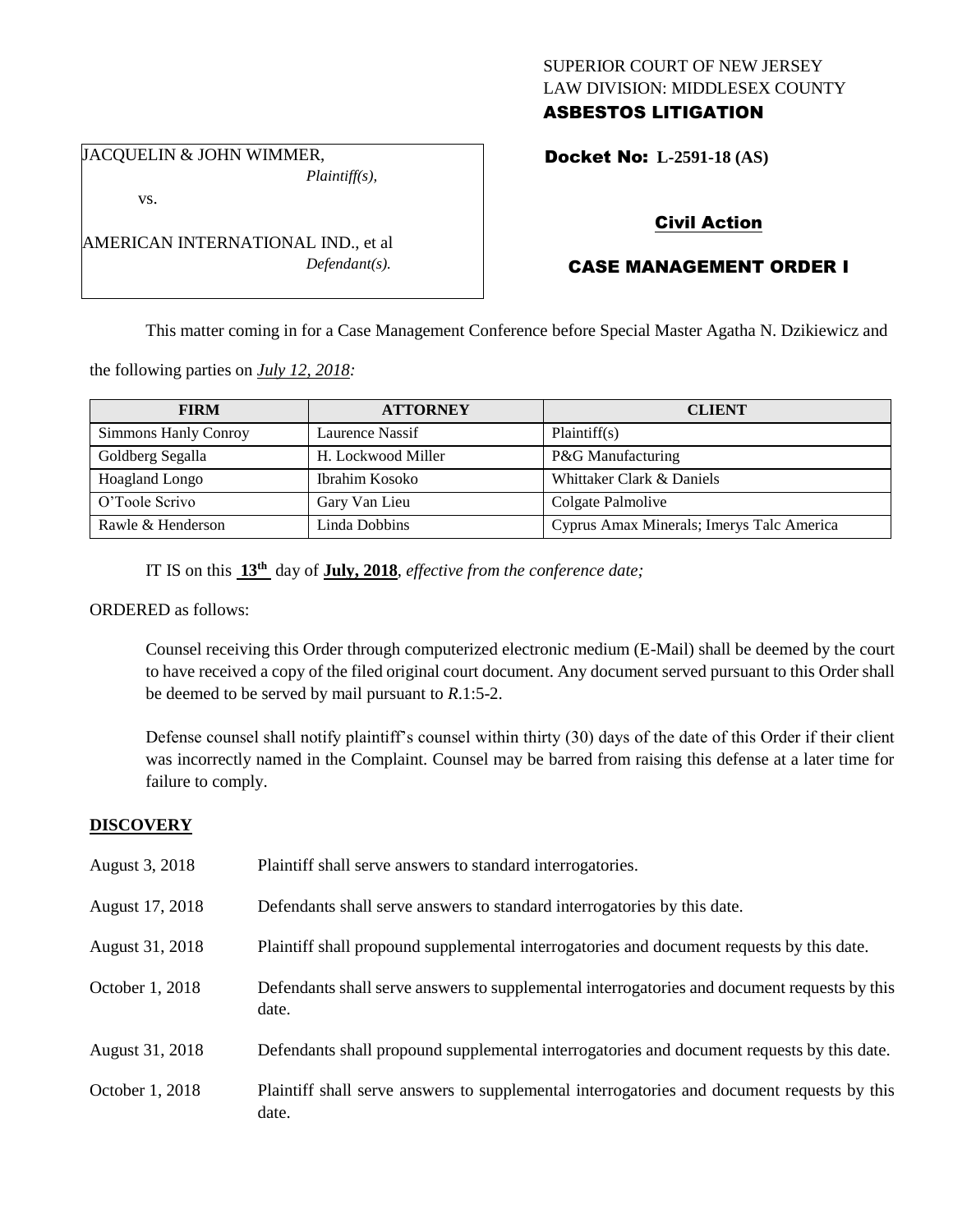SUPERIOR COURT OF NEW JERSEY
LAW DIVISION: MIDDLESEX COUNTY
**ASBESTOS LITIGATION**

JACQUELIN & JOHN WIMMER,
*Plaintiff(s),*

vs.

AMERICAN INTERNATIONAL IND., et al
*Defendant(s).*

**Docket No: L-2591-18 (AS)**

**Civil Action**

**CASE MANAGEMENT ORDER I**

This matter coming in for a Case Management Conference before Special Master Agatha N. Dzikiewicz and the following parties on *July 12, 2018:*

| FIRM | ATTORNEY | CLIENT |
|---|---|---|
| Simmons Hanly Conroy | Laurence Nassif | Plaintiff(s) |
| Goldberg Segalla | H. Lockwood Miller | P&G Manufacturing |
| Hoagland Longo | Ibrahim Kosoko | Whittaker Clark & Daniels |
| O'Toole Scrivo | Gary Van Lieu | Colgate Palmolive |
| Rawle & Henderson | Linda Dobbins | Cyprus Amax Minerals; Imerys Talc America |

IT IS on this **13th** day of **July, 2018**, *effective from the conference date;*

ORDERED as follows:

Counsel receiving this Order through computerized electronic medium (E-Mail) shall be deemed by the court to have received a copy of the filed original court document. Any document served pursuant to this Order shall be deemed to be served by mail pursuant to *R*.1:5-2.

Defense counsel shall notify plaintiff's counsel within thirty (30) days of the date of this Order if their client was incorrectly named in the Complaint. Counsel may be barred from raising this defense at a later time for failure to comply.

## DISCOVERY

| | |
|---|---|
| August 3, 2018 | Plaintiff shall serve answers to standard interrogatories. |
| August 17, 2018 | Defendants shall serve answers to standard interrogatories by this date. |
| August 31, 2018 | Plaintiff shall propound supplemental interrogatories and document requests by this date. |
| October 1, 2018 | Defendants shall serve answers to supplemental interrogatories and document requests by this date. |
| August 31, 2018 | Defendants shall propound supplemental interrogatories and document requests by this date. |
| October 1, 2018 | Plaintiff shall serve answers to supplemental interrogatories and document requests by this date. |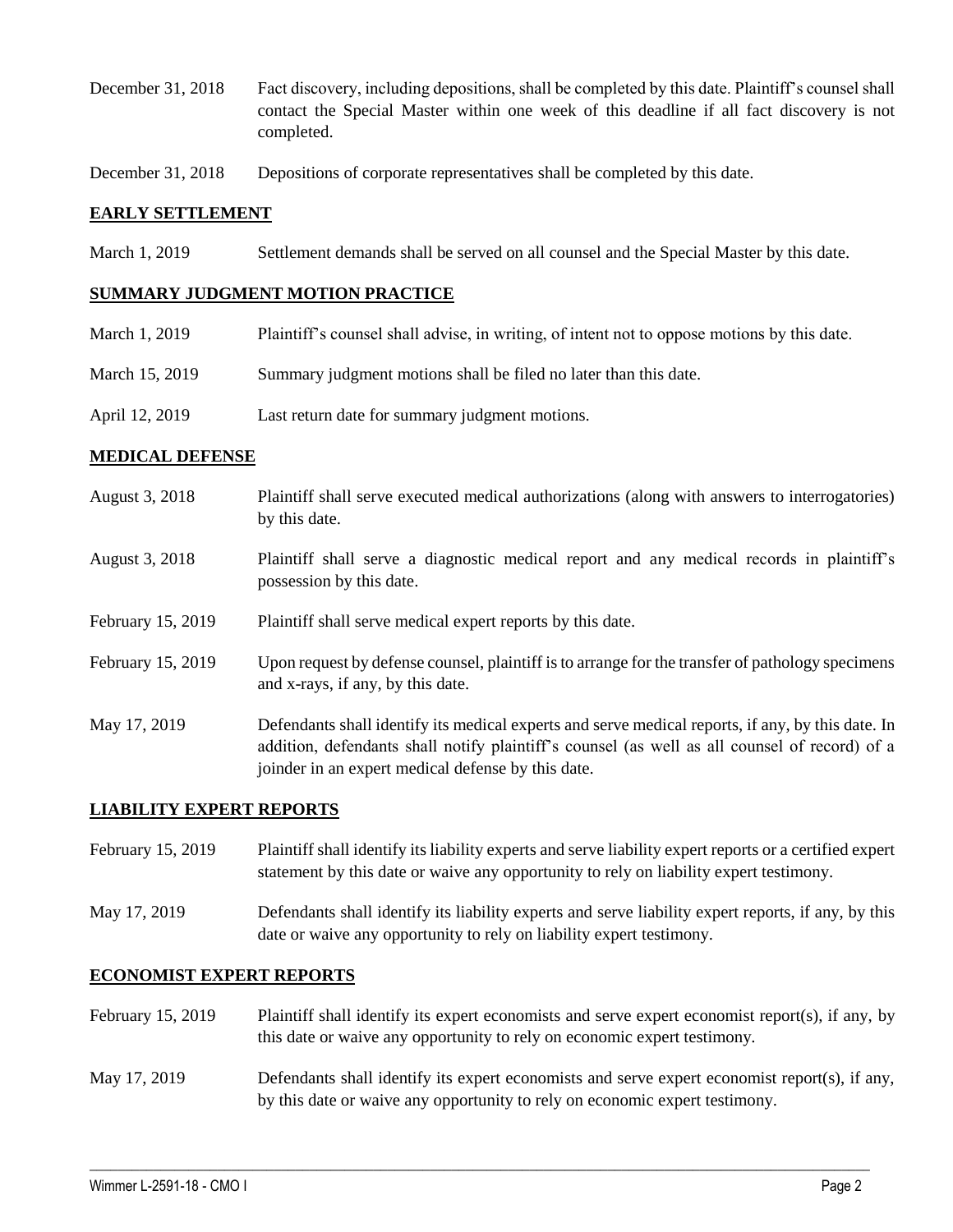December 31, 2018 Fact discovery, including depositions, shall be completed by this date. Plaintiff's counsel shall contact the Special Master within one week of this deadline if all fact discovery is not completed.

December 31, 2018 Depositions of corporate representatives shall be completed by this date.

## EARLY SETTLEMENT

March 1, 2019 Settlement demands shall be served on all counsel and the Special Master by this date.

## SUMMARY JUDGMENT MOTION PRACTICE

March 1, 2019 Plaintiff's counsel shall advise, in writing, of intent not to oppose motions by this date.

March 15, 2019 Summary judgment motions shall be filed no later than this date.

April 12, 2019 Last return date for summary judgment motions.

## MEDICAL DEFENSE

August 3, 2018 Plaintiff shall serve executed medical authorizations (along with answers to interrogatories) by this date.

August 3, 2018 Plaintiff shall serve a diagnostic medical report and any medical records in plaintiff's possession by this date.

February 15, 2019 Plaintiff shall serve medical expert reports by this date.

February 15, 2019 Upon request by defense counsel, plaintiff is to arrange for the transfer of pathology specimens and x-rays, if any, by this date.

May 17, 2019 Defendants shall identify its medical experts and serve medical reports, if any, by this date. In addition, defendants shall notify plaintiff's counsel (as well as all counsel of record) of a joinder in an expert medical defense by this date.

## LIABILITY EXPERT REPORTS

February 15, 2019 Plaintiff shall identify its liability experts and serve liability expert reports or a certified expert statement by this date or waive any opportunity to rely on liability expert testimony.

May 17, 2019 Defendants shall identify its liability experts and serve liability expert reports, if any, by this date or waive any opportunity to rely on liability expert testimony.

## ECONOMIST EXPERT REPORTS

February 15, 2019 Plaintiff shall identify its expert economists and serve expert economist report(s), if any, by this date or waive any opportunity to rely on economic expert testimony.

May 17, 2019 Defendants shall identify its expert economists and serve expert economist report(s), if any, by this date or waive any opportunity to rely on economic expert testimony.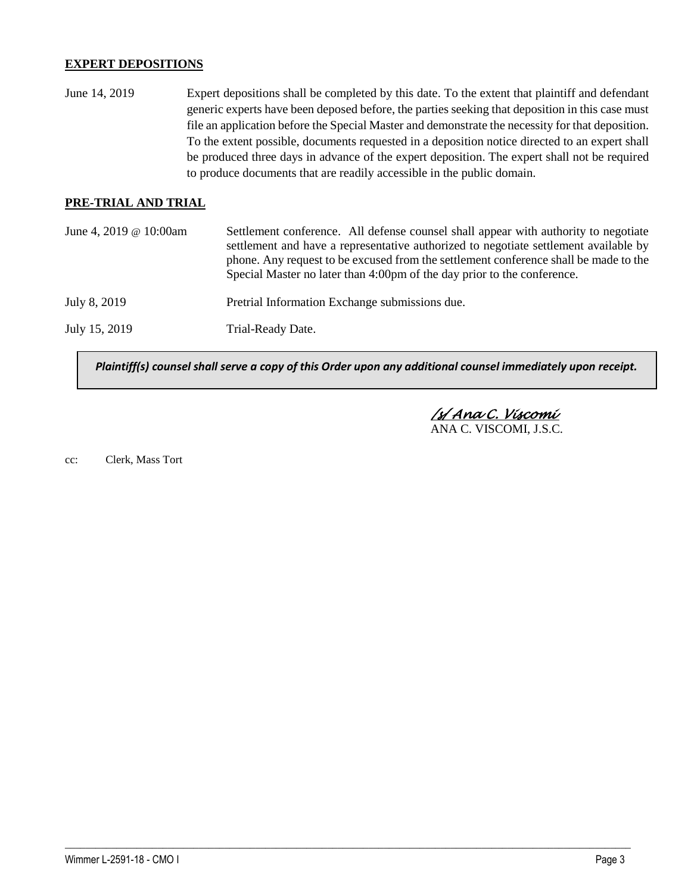**EXPERT DEPOSITIONS**

| | |
|---|---|
| June 14, 2019 | Expert depositions shall be completed by this date. To the extent that plaintiff and defendant generic experts have been deposed before, the parties seeking that deposition in this case must file an application before the Special Master and demonstrate the necessity for that deposition. To the extent possible, documents requested in a deposition notice directed to an expert shall be produced three days in advance of the expert deposition. The expert shall not be required to produce documents that are readily accessible in the public domain. |

**PRE-TRIAL AND TRIAL**

| | |
|---|---|
| June 4, 2019 @ 10:00am | Settlement conference. All defense counsel shall appear with authority to negotiate settlement and have a representative authorized to negotiate settlement available by phone. Any request to be excused from the settlement conference shall be made to the Special Master no later than 4:00pm of the day prior to the conference. |
| July 8, 2019 | Pretrial Information Exchange submissions due. |
| July 15, 2019 | Trial-Ready Date. |

***Plaintiff(s) counsel shall serve a copy of this Order upon any additional counsel immediately upon receipt.***

*/s/ Ana C. Viscomi*
ANA C. VISCOMI, J.S.C.

cc: Clerk, Mass Tort